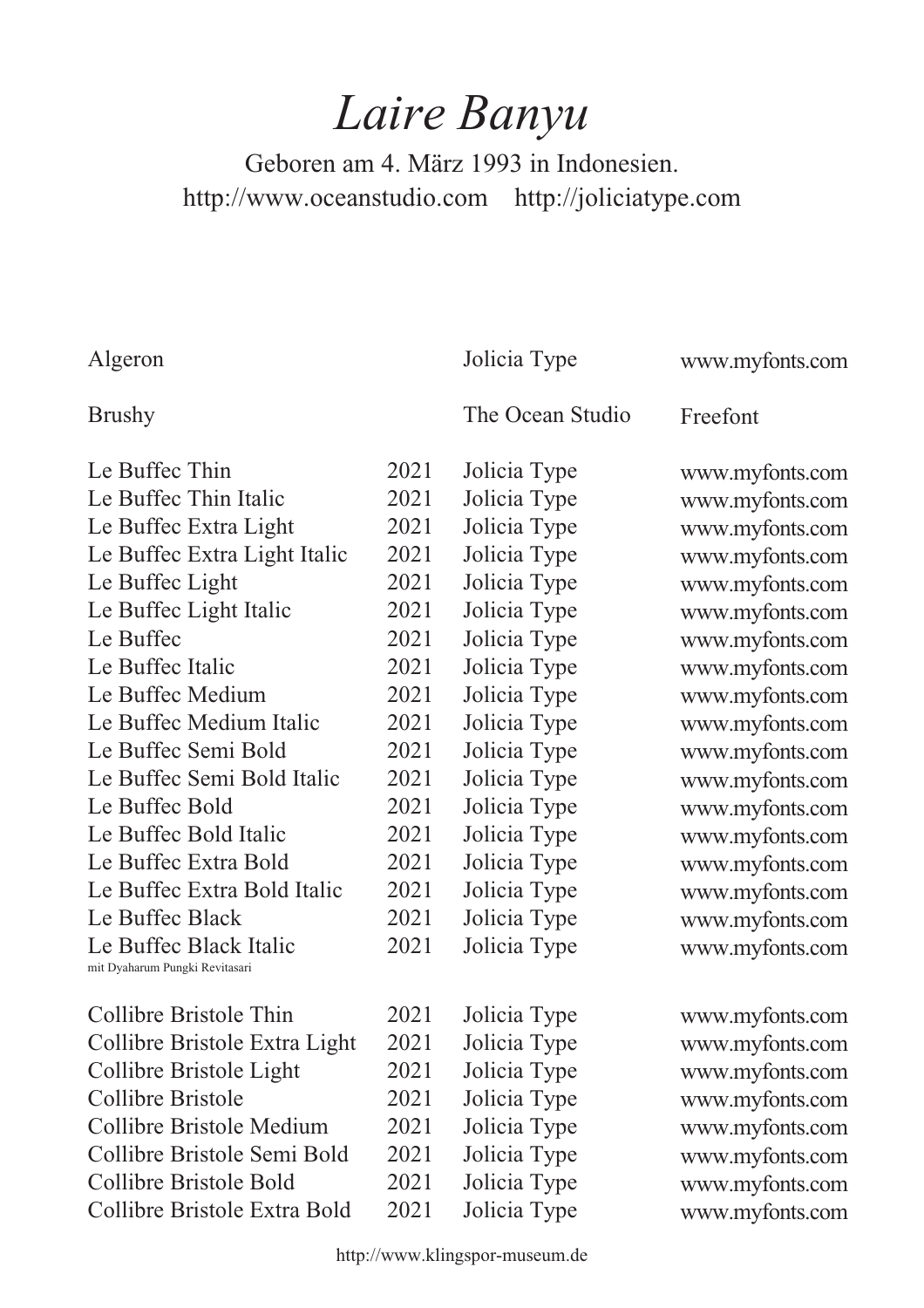# *Laire Banyu*

Geboren am 4. März 1993 in Indonesien.
http://www.oceanstudio.com http://joliciatype.com

| | | | |
|---|---|---|---|
| Algeron | | Jolicia Type | www.myfonts.com |
| Brushy | | The Ocean Studio | Freefont |
| Le Buffec Thin | 2021 | Jolicia Type | www.myfonts.com |
| Le Buffec Thin Italic | 2021 | Jolicia Type | www.myfonts.com |
| Le Buffec Extra Light | 2021 | Jolicia Type | www.myfonts.com |
| Le Buffec Extra Light Italic | 2021 | Jolicia Type | www.myfonts.com |
| Le Buffec Light | 2021 | Jolicia Type | www.myfonts.com |
| Le Buffec Light Italic | 2021 | Jolicia Type | www.myfonts.com |
| Le Buffec | 2021 | Jolicia Type | www.myfonts.com |
| Le Buffec Italic | 2021 | Jolicia Type | www.myfonts.com |
| Le Buffec Medium | 2021 | Jolicia Type | www.myfonts.com |
| Le Buffec Medium Italic | 2021 | Jolicia Type | www.myfonts.com |
| Le Buffec Semi Bold | 2021 | Jolicia Type | www.myfonts.com |
| Le Buffec Semi Bold Italic | 2021 | Jolicia Type | www.myfonts.com |
| Le Buffec Bold | 2021 | Jolicia Type | www.myfonts.com |
| Le Buffec Bold Italic | 2021 | Jolicia Type | www.myfonts.com |
| Le Buffec Extra Bold | 2021 | Jolicia Type | www.myfonts.com |
| Le Buffec Extra Bold Italic | 2021 | Jolicia Type | www.myfonts.com |
| Le Buffec Black | 2021 | Jolicia Type | www.myfonts.com |
| Le Buffec Black Italic<br>mit Dyaharum Pungki Revitasari | 2021 | Jolicia Type | www.myfonts.com |
| Collibre Bristole Thin | 2021 | Jolicia Type | www.myfonts.com |
| Collibre Bristole Extra Light | 2021 | Jolicia Type | www.myfonts.com |
| Collibre Bristole Light | 2021 | Jolicia Type | www.myfonts.com |
| Collibre Bristole | 2021 | Jolicia Type | www.myfonts.com |
| Collibre Bristole Medium | 2021 | Jolicia Type | www.myfonts.com |
| Collibre Bristole Semi Bold | 2021 | Jolicia Type | www.myfonts.com |
| Collibre Bristole Bold | 2021 | Jolicia Type | www.myfonts.com |
| Collibre Bristole Extra Bold | 2021 | Jolicia Type | www.myfonts.com |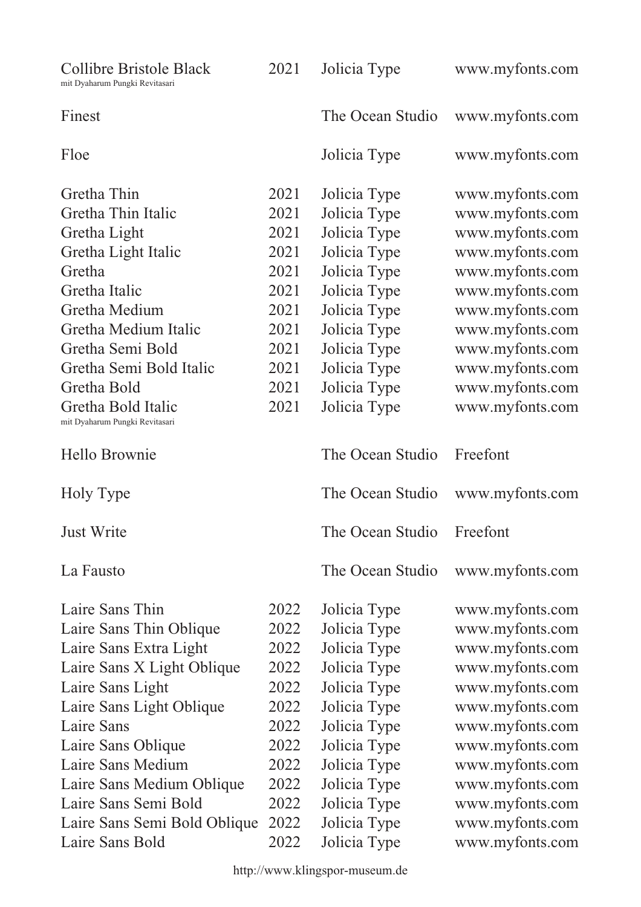| | | | |
|---|---|---|---|
| Collibre Bristole Black<br>mit Dyaharum Pungki Revitasari | 2021 | Jolicia Type | www.myfonts.com |
| Finest | | The Ocean Studio | www.myfonts.com |
| Floe | | Jolicia Type | www.myfonts.com |
| Gretha Thin | 2021 | Jolicia Type | www.myfonts.com |
| Gretha Thin Italic | 2021 | Jolicia Type | www.myfonts.com |
| Gretha Light | 2021 | Jolicia Type | www.myfonts.com |
| Gretha Light Italic | 2021 | Jolicia Type | www.myfonts.com |
| Gretha | 2021 | Jolicia Type | www.myfonts.com |
| Gretha Italic | 2021 | Jolicia Type | www.myfonts.com |
| Gretha Medium | 2021 | Jolicia Type | www.myfonts.com |
| Gretha Medium Italic | 2021 | Jolicia Type | www.myfonts.com |
| Gretha Semi Bold | 2021 | Jolicia Type | www.myfonts.com |
| Gretha Semi Bold Italic | 2021 | Jolicia Type | www.myfonts.com |
| Gretha Bold | 2021 | Jolicia Type | www.myfonts.com |
| Gretha Bold Italic<br>mit Dyaharum Pungki Revitasari | 2021 | Jolicia Type | www.myfonts.com |
| Hello Brownie | | The Ocean Studio | Freefont |
| Holy Type | | The Ocean Studio | www.myfonts.com |
| Just Write | | The Ocean Studio | Freefont |
| La Fausto | | The Ocean Studio | www.myfonts.com |
| Laire Sans Thin | 2022 | Jolicia Type | www.myfonts.com |
| Laire Sans Thin Oblique | 2022 | Jolicia Type | www.myfonts.com |
| Laire Sans Extra Light | 2022 | Jolicia Type | www.myfonts.com |
| Laire Sans X Light Oblique | 2022 | Jolicia Type | www.myfonts.com |
| Laire Sans Light | 2022 | Jolicia Type | www.myfonts.com |
| Laire Sans Light Oblique | 2022 | Jolicia Type | www.myfonts.com |
| Laire Sans | 2022 | Jolicia Type | www.myfonts.com |
| Laire Sans Oblique | 2022 | Jolicia Type | www.myfonts.com |
| Laire Sans Medium | 2022 | Jolicia Type | www.myfonts.com |
| Laire Sans Medium Oblique | 2022 | Jolicia Type | www.myfonts.com |
| Laire Sans Semi Bold | 2022 | Jolicia Type | www.myfonts.com |
| Laire Sans Semi Bold Oblique | 2022 | Jolicia Type | www.myfonts.com |
| Laire Sans Bold | 2022 | Jolicia Type | www.myfonts.com |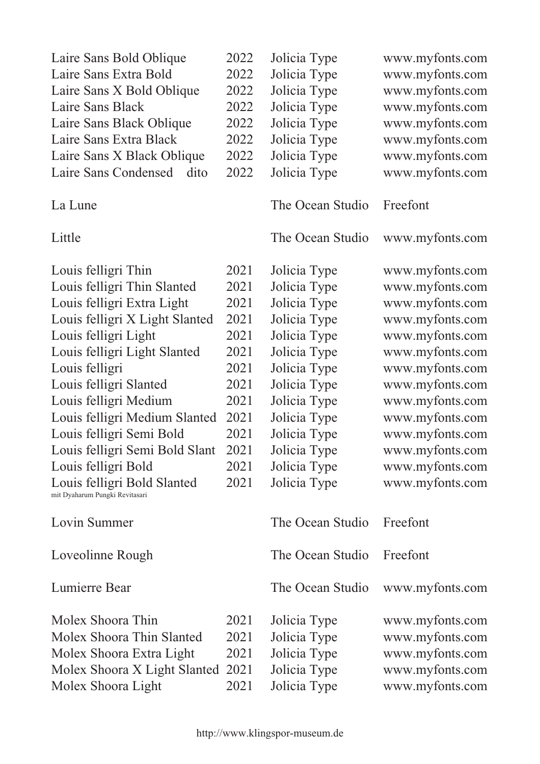| | | | |
|---|---|---|---|
| Laire Sans Bold Oblique | 2022 | Jolicia Type | www.myfonts.com |
| Laire Sans Extra Bold | 2022 | Jolicia Type | www.myfonts.com |
| Laire Sans X Bold Oblique | 2022 | Jolicia Type | www.myfonts.com |
| Laire Sans Black | 2022 | Jolicia Type | www.myfonts.com |
| Laire Sans Black Oblique | 2022 | Jolicia Type | www.myfonts.com |
| Laire Sans Extra Black | 2022 | Jolicia Type | www.myfonts.com |
| Laire Sans X Black Oblique | 2022 | Jolicia Type | www.myfonts.com |
| Laire Sans Condensed dito | 2022 | Jolicia Type | www.myfonts.com |
| | | | |
| La Lune | | The Ocean Studio | Freefont |
| | | | |
| Little | | The Ocean Studio | www.myfonts.com |
| | | | |
| Louis felligri Thin | 2021 | Jolicia Type | www.myfonts.com |
| Louis felligri Thin Slanted | 2021 | Jolicia Type | www.myfonts.com |
| Louis felligri Extra Light | 2021 | Jolicia Type | www.myfonts.com |
| Louis felligri X Light Slanted | 2021 | Jolicia Type | www.myfonts.com |
| Louis felligri Light | 2021 | Jolicia Type | www.myfonts.com |
| Louis felligri Light Slanted | 2021 | Jolicia Type | www.myfonts.com |
| Louis felligri | 2021 | Jolicia Type | www.myfonts.com |
| Louis felligri Slanted | 2021 | Jolicia Type | www.myfonts.com |
| Louis felligri Medium | 2021 | Jolicia Type | www.myfonts.com |
| Louis felligri Medium Slanted | 2021 | Jolicia Type | www.myfonts.com |
| Louis felligri Semi Bold | 2021 | Jolicia Type | www.myfonts.com |
| Louis felligri Semi Bold Slant | 2021 | Jolicia Type | www.myfonts.com |
| Louis felligri Bold | 2021 | Jolicia Type | www.myfonts.com |
| Louis felligri Bold Slanted mit Dyaharum Pungki Revitasari | 2021 | Jolicia Type | www.myfonts.com |
| | | | |
| Lovin Summer | | The Ocean Studio | Freefont |
| | | | |
| Loveolinne Rough | | The Ocean Studio | Freefont |
| | | | |
| Lumierre Bear | | The Ocean Studio | www.myfonts.com |
| | | | |
| Molex Shoora Thin | 2021 | Jolicia Type | www.myfonts.com |
| Molex Shoora Thin Slanted | 2021 | Jolicia Type | www.myfonts.com |
| Molex Shoora Extra Light | 2021 | Jolicia Type | www.myfonts.com |
| Molex Shoora X Light Slanted | 2021 | Jolicia Type | www.myfonts.com |
| Molex Shoora Light | 2021 | Jolicia Type | www.myfonts.com |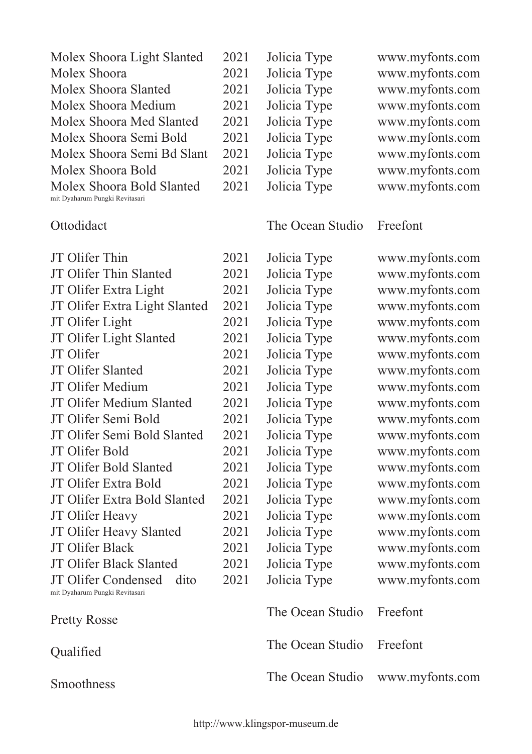| | | | |
|---|---|---|---|
| Molex Shoora Light Slanted | 2021 | Jolicia Type | www.myfonts.com |
| Molex Shoora | 2021 | Jolicia Type | www.myfonts.com |
| Molex Shoora Slanted | 2021 | Jolicia Type | www.myfonts.com |
| Molex Shoora Medium | 2021 | Jolicia Type | www.myfonts.com |
| Molex Shoora Med Slanted | 2021 | Jolicia Type | www.myfonts.com |
| Molex Shoora Semi Bold | 2021 | Jolicia Type | www.myfonts.com |
| Molex Shoora Semi Bd Slant | 2021 | Jolicia Type | www.myfonts.com |
| Molex Shoora Bold | 2021 | Jolicia Type | www.myfonts.com |
| Molex Shoora Bold Slanted<br>mit Dyaharum Pungki Revitasari | 2021 | Jolicia Type | www.myfonts.com |
| Ottodidact | | The Ocean Studio | Freefont |
| JT Olifer Thin | 2021 | Jolicia Type | www.myfonts.com |
| JT Olifer Thin Slanted | 2021 | Jolicia Type | www.myfonts.com |
| JT Olifer Extra Light | 2021 | Jolicia Type | www.myfonts.com |
| JT Olifer Extra Light Slanted | 2021 | Jolicia Type | www.myfonts.com |
| JT Olifer Light | 2021 | Jolicia Type | www.myfonts.com |
| JT Olifer Light Slanted | 2021 | Jolicia Type | www.myfonts.com |
| JT Olifer | 2021 | Jolicia Type | www.myfonts.com |
| JT Olifer Slanted | 2021 | Jolicia Type | www.myfonts.com |
| JT Olifer Medium | 2021 | Jolicia Type | www.myfonts.com |
| JT Olifer Medium Slanted | 2021 | Jolicia Type | www.myfonts.com |
| JT Olifer Semi Bold | 2021 | Jolicia Type | www.myfonts.com |
| JT Olifer Semi Bold Slanted | 2021 | Jolicia Type | www.myfonts.com |
| JT Olifer Bold | 2021 | Jolicia Type | www.myfonts.com |
| JT Olifer Bold Slanted | 2021 | Jolicia Type | www.myfonts.com |
| JT Olifer Extra Bold | 2021 | Jolicia Type | www.myfonts.com |
| JT Olifer Extra Bold Slanted | 2021 | Jolicia Type | www.myfonts.com |
| JT Olifer Heavy | 2021 | Jolicia Type | www.myfonts.com |
| JT Olifer Heavy Slanted | 2021 | Jolicia Type | www.myfonts.com |
| JT Olifer Black | 2021 | Jolicia Type | www.myfonts.com |
| JT Olifer Black Slanted | 2021 | Jolicia Type | www.myfonts.com |
| JT Olifer Condensed dito<br>mit Dyaharum Pungki Revitasari | 2021 | Jolicia Type | www.myfonts.com |
| Pretty Rosse | | The Ocean Studio | Freefont |
| Qualified | | The Ocean Studio | Freefont |
| Smoothness | | The Ocean Studio | www.myfonts.com |

http://www.klingspor-museum.de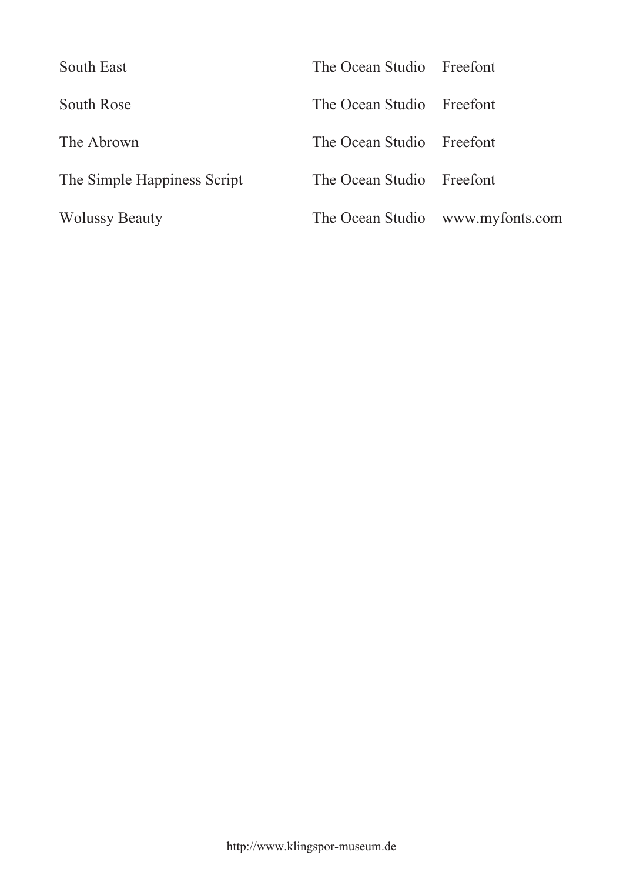| | | |
|---|---|---|
| South East | The Ocean Studio | Freefont |
| South Rose | The Ocean Studio | Freefont |
| The Abrown | The Ocean Studio | Freefont |
| The Simple Happiness Script | The Ocean Studio | Freefont |
| Wolussy Beauty | The Ocean Studio | www.myfonts.com |